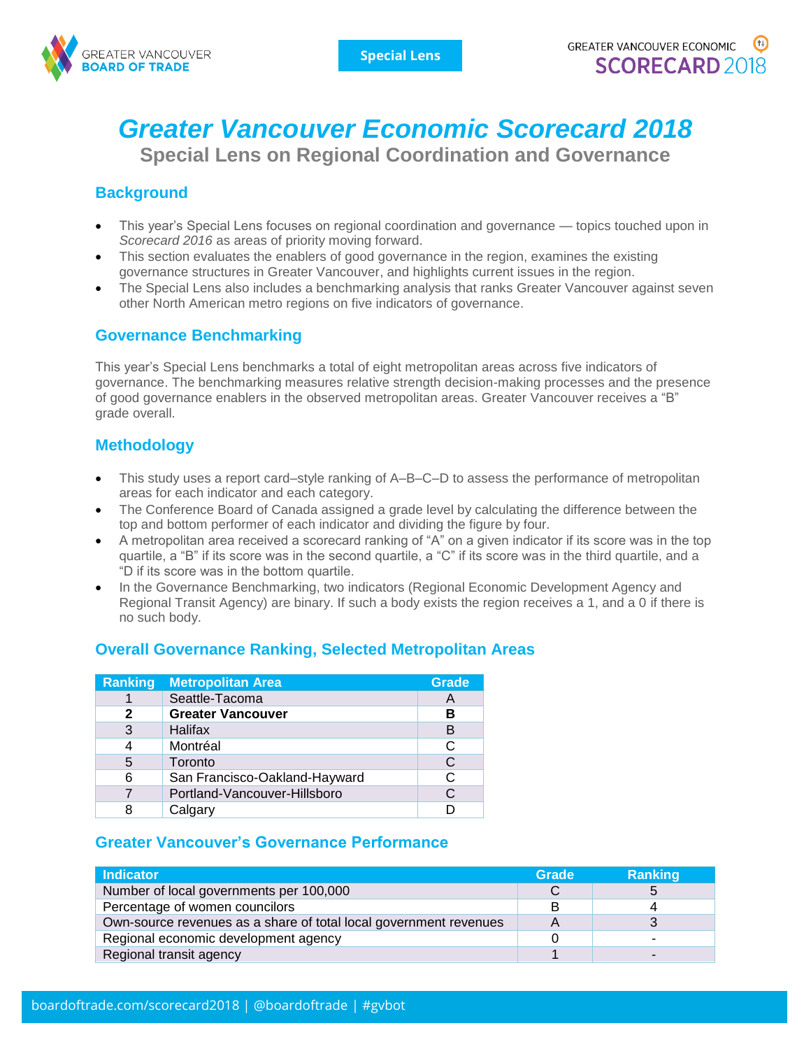# Greater Vancouver Economic Scorecard 2018

## Special Lens on Regional Coordination and Governance

### Background

- This year's Special Lens focuses on regional coordination and governance — topics touched upon in *Scorecard 2016* as areas of priority moving forward.
- This section evaluates the enablers of good governance in the region, examines the existing governance structures in Greater Vancouver, and highlights current issues in the region.
- The Special Lens also includes a benchmarking analysis that ranks Greater Vancouver against seven other North American metro regions on five indicators of governance.

### Governance Benchmarking

This year's Special Lens benchmarks a total of eight metropolitan areas across five indicators of governance. The benchmarking measures relative strength decision-making processes and the presence of good governance enablers in the observed metropolitan areas. Greater Vancouver receives a "B" grade overall.

### Methodology

- This study uses a report card–style ranking of A–B–C–D to assess the performance of metropolitan areas for each indicator and each category.
- The Conference Board of Canada assigned a grade level by calculating the difference between the top and bottom performer of each indicator and dividing the figure by four.
- A metropolitan area received a scorecard ranking of "A" on a given indicator if its score was in the top quartile, a "B" if its score was in the second quartile, a "C" if its score was in the third quartile, and a "D if its score was in the bottom quartile.
- In the Governance Benchmarking, two indicators (Regional Economic Development Agency and Regional Transit Agency) are binary. If such a body exists the region receives a 1, and a 0 if there is no such body.

### Overall Governance Ranking, Selected Metropolitan Areas

| Ranking | Metropolitan Area | Grade |
|---|---|---|
| 1 | Seattle-Tacoma | A |
| **2** | **Greater Vancouver** | **B** |
| 3 | Halifax | B |
| 4 | Montréal | C |
| 5 | Toronto | C |
| 6 | San Francisco-Oakland-Hayward | C |
| 7 | Portland-Vancouver-Hillsboro | C |
| 8 | Calgary | D |

### Greater Vancouver's Governance Performance

| Indicator | Grade | Ranking |
|---|---|---|
| Number of local governments per 100,000 | C | 5 |
| Percentage of women councilors | B | 4 |
| Own-source revenues as a share of total local government revenues | A | 3 |
| Regional economic development agency | 0 | - |
| Regional transit agency | 1 | - |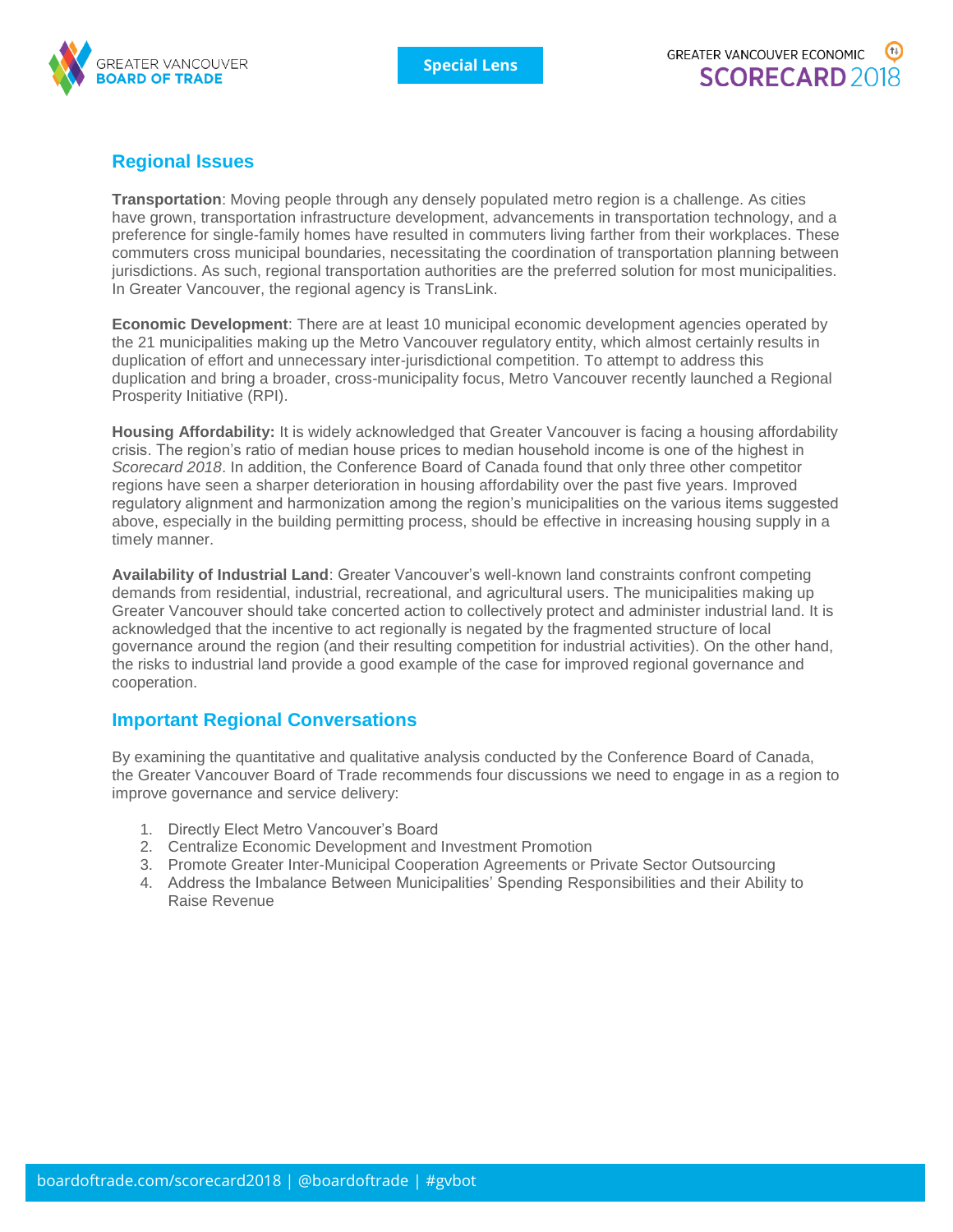## Regional Issues

**Transportation**: Moving people through any densely populated metro region is a challenge. As cities have grown, transportation infrastructure development, advancements in transportation technology, and a preference for single-family homes have resulted in commuters living farther from their workplaces. These commuters cross municipal boundaries, necessitating the coordination of transportation planning between jurisdictions. As such, regional transportation authorities are the preferred solution for most municipalities. In Greater Vancouver, the regional agency is TransLink.

**Economic Development**: There are at least 10 municipal economic development agencies operated by the 21 municipalities making up the Metro Vancouver regulatory entity, which almost certainly results in duplication of effort and unnecessary inter-jurisdictional competition. To attempt to address this duplication and bring a broader, cross-municipality focus, Metro Vancouver recently launched a Regional Prosperity Initiative (RPI).

**Housing Affordability:** It is widely acknowledged that Greater Vancouver is facing a housing affordability crisis. The region's ratio of median house prices to median household income is one of the highest in *Scorecard 2018*. In addition, the Conference Board of Canada found that only three other competitor regions have seen a sharper deterioration in housing affordability over the past five years. Improved regulatory alignment and harmonization among the region's municipalities on the various items suggested above, especially in the building permitting process, should be effective in increasing housing supply in a timely manner.

**Availability of Industrial Land**: Greater Vancouver's well-known land constraints confront competing demands from residential, industrial, recreational, and agricultural users. The municipalities making up Greater Vancouver should take concerted action to collectively protect and administer industrial land. It is acknowledged that the incentive to act regionally is negated by the fragmented structure of local governance around the region (and their resulting competition for industrial activities). On the other hand, the risks to industrial land provide a good example of the case for improved regional governance and cooperation.

## Important Regional Conversations

By examining the quantitative and qualitative analysis conducted by the Conference Board of Canada, the Greater Vancouver Board of Trade recommends four discussions we need to engage in as a region to improve governance and service delivery:

1. Directly Elect Metro Vancouver's Board
2. Centralize Economic Development and Investment Promotion
3. Promote Greater Inter-Municipal Cooperation Agreements or Private Sector Outsourcing
4. Address the Imbalance Between Municipalities' Spending Responsibilities and their Ability to Raise Revenue